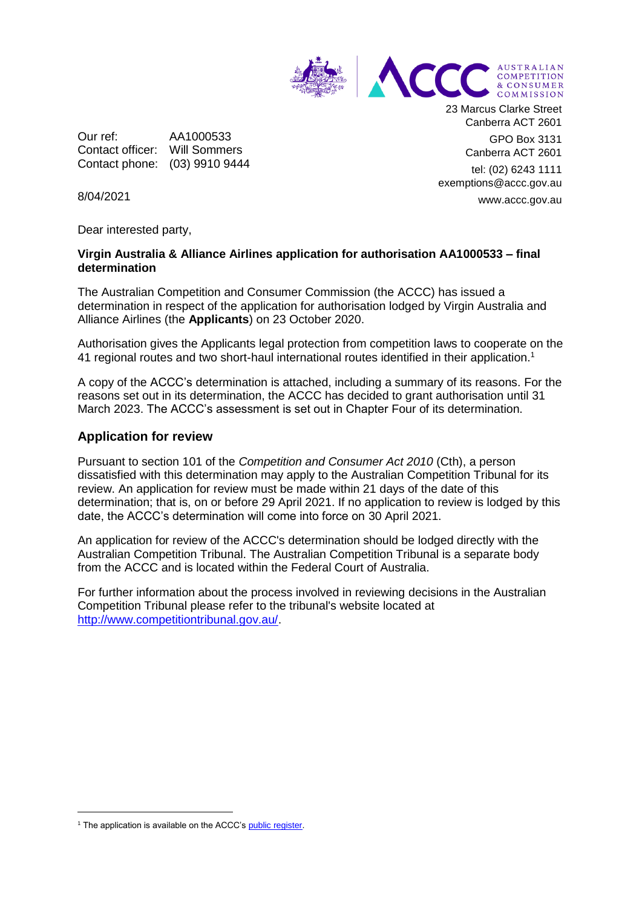AUSTRALIAN COMPETITION & CONSUMER COMMISSION

23 Marcus Clarke Street
Canberra ACT 2601

GPO Box 3131
Canberra ACT 2601

tel: (02) 6243 1111
exemptions@accc.gov.au

www.accc.gov.au

Our ref: AA1000533
Contact officer: Will Sommers
Contact phone: (03) 9910 9444

8/04/2021

Dear interested party,

**Virgin Australia & Alliance Airlines application for authorisation AA1000533 – final determination**

The Australian Competition and Consumer Commission (the ACCC) has issued a determination in respect of the application for authorisation lodged by Virgin Australia and Alliance Airlines (the **Applicants**) on 23 October 2020.

Authorisation gives the Applicants legal protection from competition laws to cooperate on the 41 regional routes and two short-haul international routes identified in their application.[1]

A copy of the ACCC's determination is attached, including a summary of its reasons. For the reasons set out in its determination, the ACCC has decided to grant authorisation until 31 March 2023. The ACCC's assessment is set out in Chapter Four of its determination.

## Application for review

Pursuant to section 101 of the *Competition and Consumer Act 2010* (Cth), a person dissatisfied with this determination may apply to the Australian Competition Tribunal for its review. An application for review must be made within 21 days of the date of this determination; that is, on or before 29 April 2021. If no application to review is lodged by this date, the ACCC's determination will come into force on 30 April 2021.

An application for review of the ACCC's determination should be lodged directly with the Australian Competition Tribunal. The Australian Competition Tribunal is a separate body from the ACCC and is located within the Federal Court of Australia.

For further information about the process involved in reviewing decisions in the Australian Competition Tribunal please refer to the tribunal's website located at [http://www.competitiontribunal.gov.au/](http://www.competitiontribunal.gov.au/).

---

[1] The application is available on the ACCC's public register.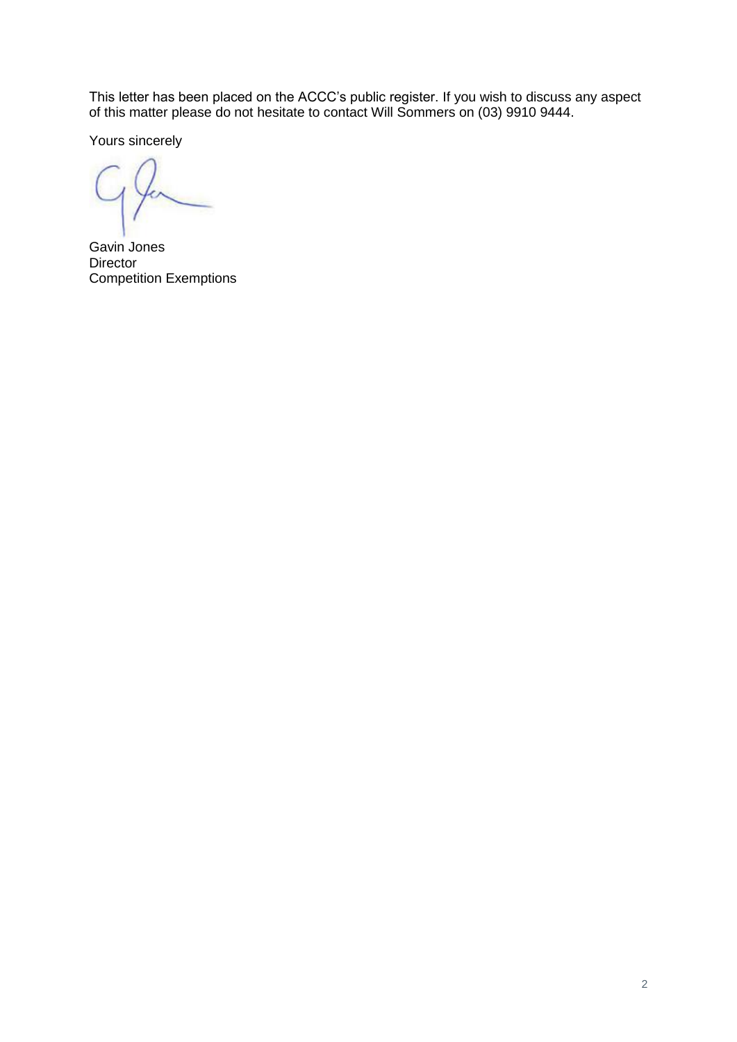This letter has been placed on the ACCC's public register. If you wish to discuss any aspect of this matter please do not hesitate to contact Will Sommers on (03) 9910 9444.

Yours sincerely

Gavin Jones
Director
Competition Exemptions